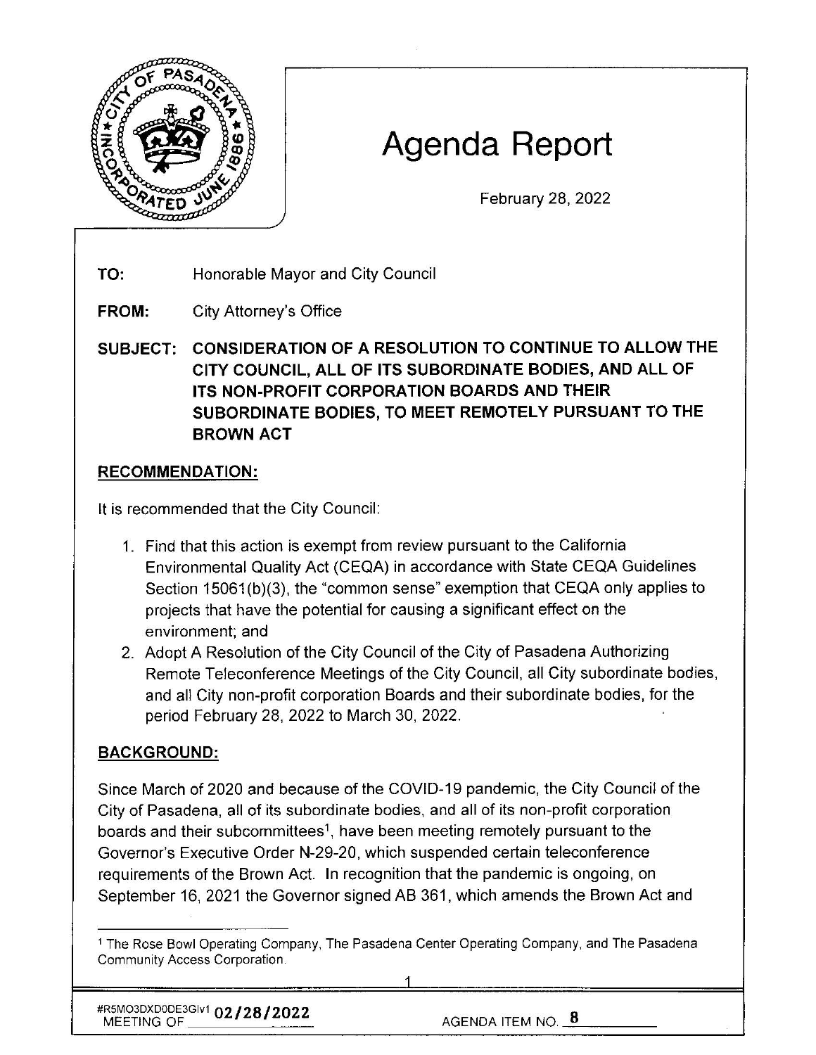# Agenda Report

February 28, 2022

**TO:** Honorable Mayor and City Council

**FROM:** City Attorney's Office

**SUBJECT: CONSIDERATION OF A RESOLUTION TO CONTINUE TO ALLOW THE CITY COUNCIL, ALL OF ITS SUBORDINATE BODIES, AND ALL OF ITS NON-PROFIT CORPORATION BOARDS AND THEIR SUBORDINATE BODIES, TO MEET REMOTELY PURSUANT TO THE BROWN ACT**

## RECOMMENDATION:

It is recommended that the City Council:

1. Find that this action is exempt from review pursuant to the California Environmental Quality Act (CEQA) in accordance with State CEQA Guidelines Section 15061(b)(3), the "common sense" exemption that CEQA only applies to projects that have the potential for causing a significant effect on the environment; and
2. Adopt A Resolution of the City Council of the City of Pasadena Authorizing Remote Teleconference Meetings of the City Council, all City subordinate bodies, and all City non-profit corporation Boards and their subordinate bodies, for the period February 28, 2022 to March 30, 2022.

## BACKGROUND:

Since March of 2020 and because of the COVID-19 pandemic, the City Council of the City of Pasadena, all of its subordinate bodies, and all of its non-profit corporation boards and their subcommittees[1], have been meeting remotely pursuant to the Governor's Executive Order N-29-20, which suspended certain teleconference requirements of the Brown Act. In recognition that the pandemic is ongoing, on September 16, 2021 the Governor signed AB 361, which amends the Brown Act and

[1] The Rose Bowl Operating Company, The Pasadena Center Operating Company, and The Pasadena Community Access Corporation.

#R5MO3DXD0DE3GIv1 MEETING OF 02/28/2022 AGENDA ITEM NO. 8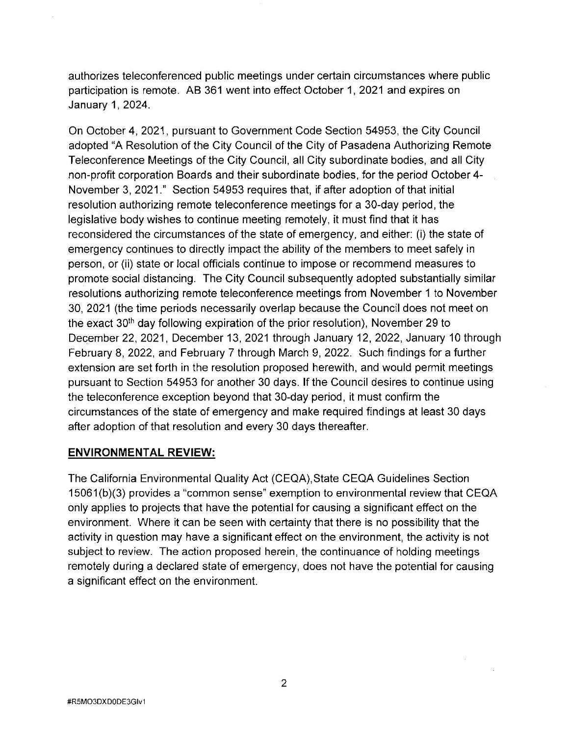authorizes teleconferenced public meetings under certain circumstances where public participation is remote. AB 361 went into effect October 1, 2021 and expires on January 1, 2024.

On October 4, 2021, pursuant to Government Code Section 54953, the City Council adopted "A Resolution of the City Council of the City of Pasadena Authorizing Remote Teleconference Meetings of the City Council, all City subordinate bodies, and all City non-profit corporation Boards and their subordinate bodies, for the period October 4-November 3, 2021." Section 54953 requires that, if after adoption of that initial resolution authorizing remote teleconference meetings for a 30-day period, the legislative body wishes to continue meeting remotely, it must find that it has reconsidered the circumstances of the state of emergency, and either: (i) the state of emergency continues to directly impact the ability of the members to meet safely in person, or (ii) state or local officials continue to impose or recommend measures to promote social distancing. The City Council subsequently adopted substantially similar resolutions authorizing remote teleconference meetings from November 1 to November 30, 2021 (the time periods necessarily overlap because the Council does not meet on the exact 30th day following expiration of the prior resolution), November 29 to December 22, 2021, December 13, 2021 through January 12, 2022, January 10 through February 8, 2022, and February 7 through March 9, 2022. Such findings for a further extension are set forth in the resolution proposed herewith, and would permit meetings pursuant to Section 54953 for another 30 days. If the Council desires to continue using the teleconference exception beyond that 30-day period, it must confirm the circumstances of the state of emergency and make required findings at least 30 days after adoption of that resolution and every 30 days thereafter.

## ENVIRONMENTAL REVIEW:

The California Environmental Quality Act (CEQA),State CEQA Guidelines Section 15061(b)(3) provides a "common sense" exemption to environmental review that CEQA only applies to projects that have the potential for causing a significant effect on the environment. Where it can be seen with certainty that there is no possibility that the activity in question may have a significant effect on the environment, the activity is not subject to review. The action proposed herein, the continuance of holding meetings remotely during a declared state of emergency, does not have the potential for causing a significant effect on the environment.

#R5MO3DXD0DE3GIv1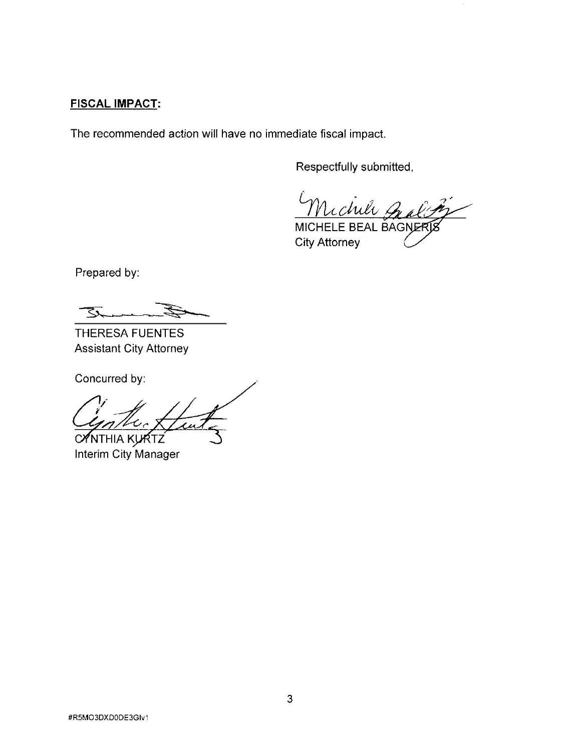**FISCAL IMPACT:**

The recommended action will have no immediate fiscal impact.

Respectfully submitted,

MICHELE BEAL BAGNERIS
City Attorney

Prepared by:

THERESA FUENTES
Assistant City Attorney

Concurred by:

CYNTHIA KURTZ
Interim City Manager

#R5MO3DXD0DE3GIv1